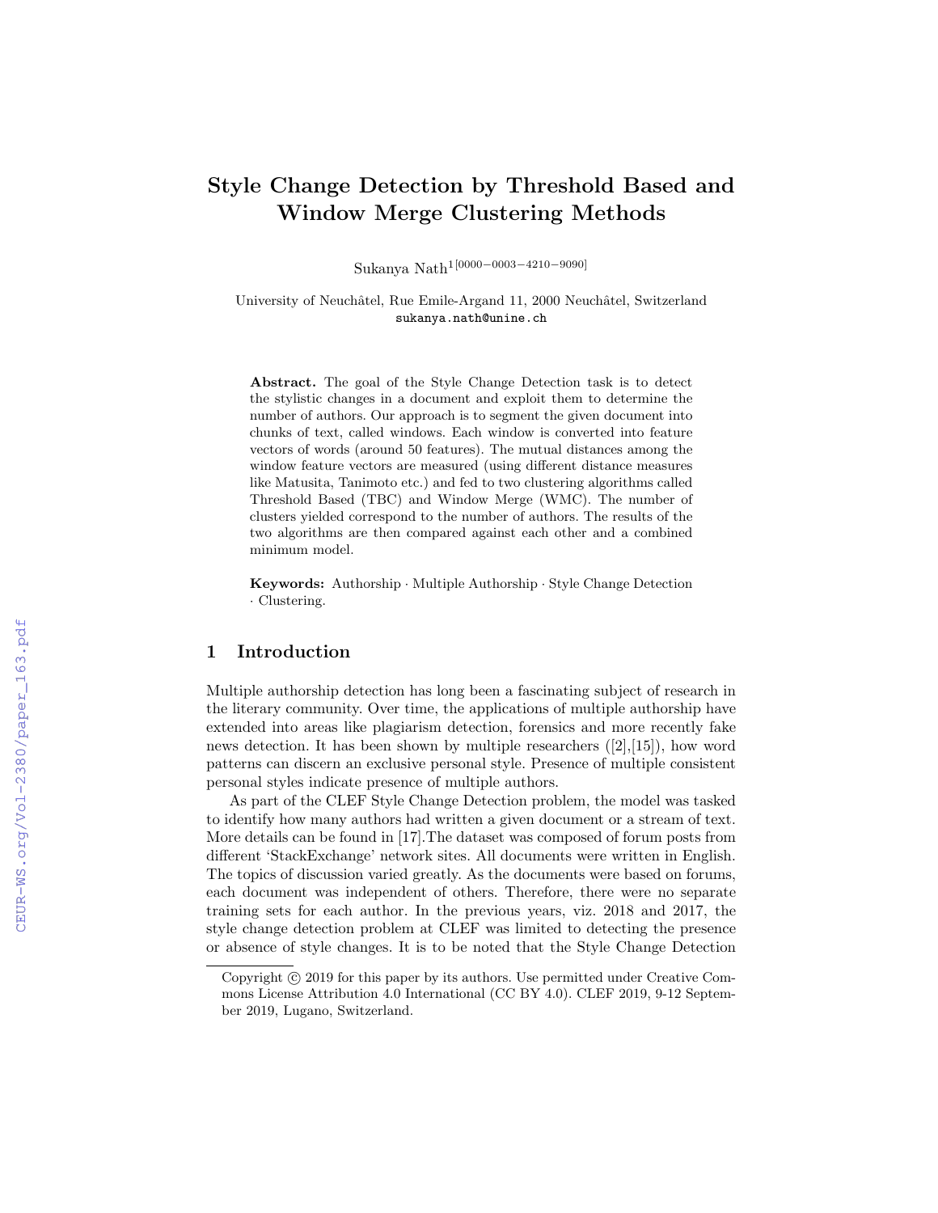# Style Change Detection by Threshold Based and Window Merge Clustering Methods

Sukanya Nath[1[0000−0003−4210−9090]]

University of Neuchâtel, Rue Emile-Argand 11, 2000 Neuchâtel, Switzerland
sukanya.nath@unine.ch

**Abstract.** The goal of the Style Change Detection task is to detect the stylistic changes in a document and exploit them to determine the number of authors. Our approach is to segment the given document into chunks of text, called windows. Each window is converted into feature vectors of words (around 50 features). The mutual distances among the window feature vectors are measured (using different distance measures like Matusita, Tanimoto etc.) and fed to two clustering algorithms called Threshold Based (TBC) and Window Merge (WMC). The number of clusters yielded correspond to the number of authors. The results of the two algorithms are then compared against each other and a combined minimum model.

**Keywords:** Authorship · Multiple Authorship · Style Change Detection · Clustering.

## 1 Introduction

Multiple authorship detection has long been a fascinating subject of research in the literary community. Over time, the applications of multiple authorship have extended into areas like plagiarism detection, forensics and more recently fake news detection. It has been shown by multiple researchers ([2],[15]), how word patterns can discern an exclusive personal style. Presence of multiple consistent personal styles indicate presence of multiple authors.

As part of the CLEF Style Change Detection problem, the model was tasked to identify how many authors had written a given document or a stream of text. More details can be found in [17].The dataset was composed of forum posts from different 'StackExchange' network sites. All documents were written in English. The topics of discussion varied greatly. As the documents were based on forums, each document was independent of others. Therefore, there were no separate training sets for each author. In the previous years, viz. 2018 and 2017, the style change detection problem at CLEF was limited to detecting the presence or absence of style changes. It is to be noted that the Style Change Detection

Copyright © 2019 for this paper by its authors. Use permitted under Creative Commons License Attribution 4.0 International (CC BY 4.0). CLEF 2019, 9-12 September 2019, Lugano, Switzerland.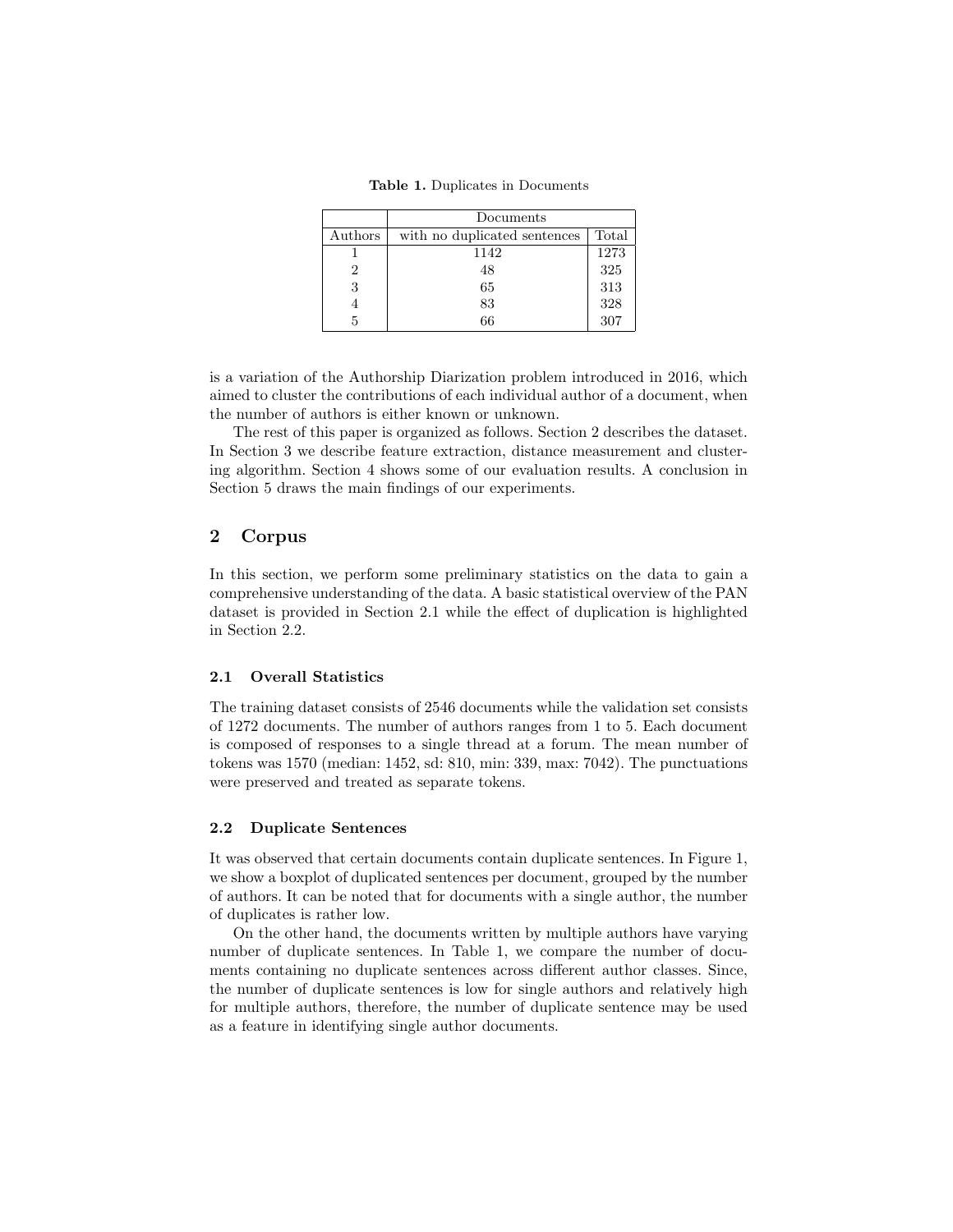**Table 1.** Duplicates in Documents

| | Documents | |
|---|---|---|
| Authors | with no duplicated sentences | Total |
| 1 | 1142 | 1273 |
| 2 | 48 | 325 |
| 3 | 65 | 313 |
| 4 | 83 | 328 |
| 5 | 66 | 307 |

is a variation of the Authorship Diarization problem introduced in 2016, which aimed to cluster the contributions of each individual author of a document, when the number of authors is either known or unknown.

The rest of this paper is organized as follows. Section 2 describes the dataset. In Section 3 we describe feature extraction, distance measurement and clustering algorithm. Section 4 shows some of our evaluation results. A conclusion in Section 5 draws the main findings of our experiments.

## 2 Corpus

In this section, we perform some preliminary statistics on the data to gain a comprehensive understanding of the data. A basic statistical overview of the PAN dataset is provided in Section 2.1 while the effect of duplication is highlighted in Section 2.2.

### 2.1 Overall Statistics

The training dataset consists of 2546 documents while the validation set consists of 1272 documents. The number of authors ranges from 1 to 5. Each document is composed of responses to a single thread at a forum. The mean number of tokens was 1570 (median: 1452, sd: 810, min: 339, max: 7042). The punctuations were preserved and treated as separate tokens.

### 2.2 Duplicate Sentences

It was observed that certain documents contain duplicate sentences. In Figure 1, we show a boxplot of duplicated sentences per document, grouped by the number of authors. It can be noted that for documents with a single author, the number of duplicates is rather low.

On the other hand, the documents written by multiple authors have varying number of duplicate sentences. In Table 1, we compare the number of documents containing no duplicate sentences across different author classes. Since, the number of duplicate sentences is low for single authors and relatively high for multiple authors, therefore, the number of duplicate sentence may be used as a feature in identifying single author documents.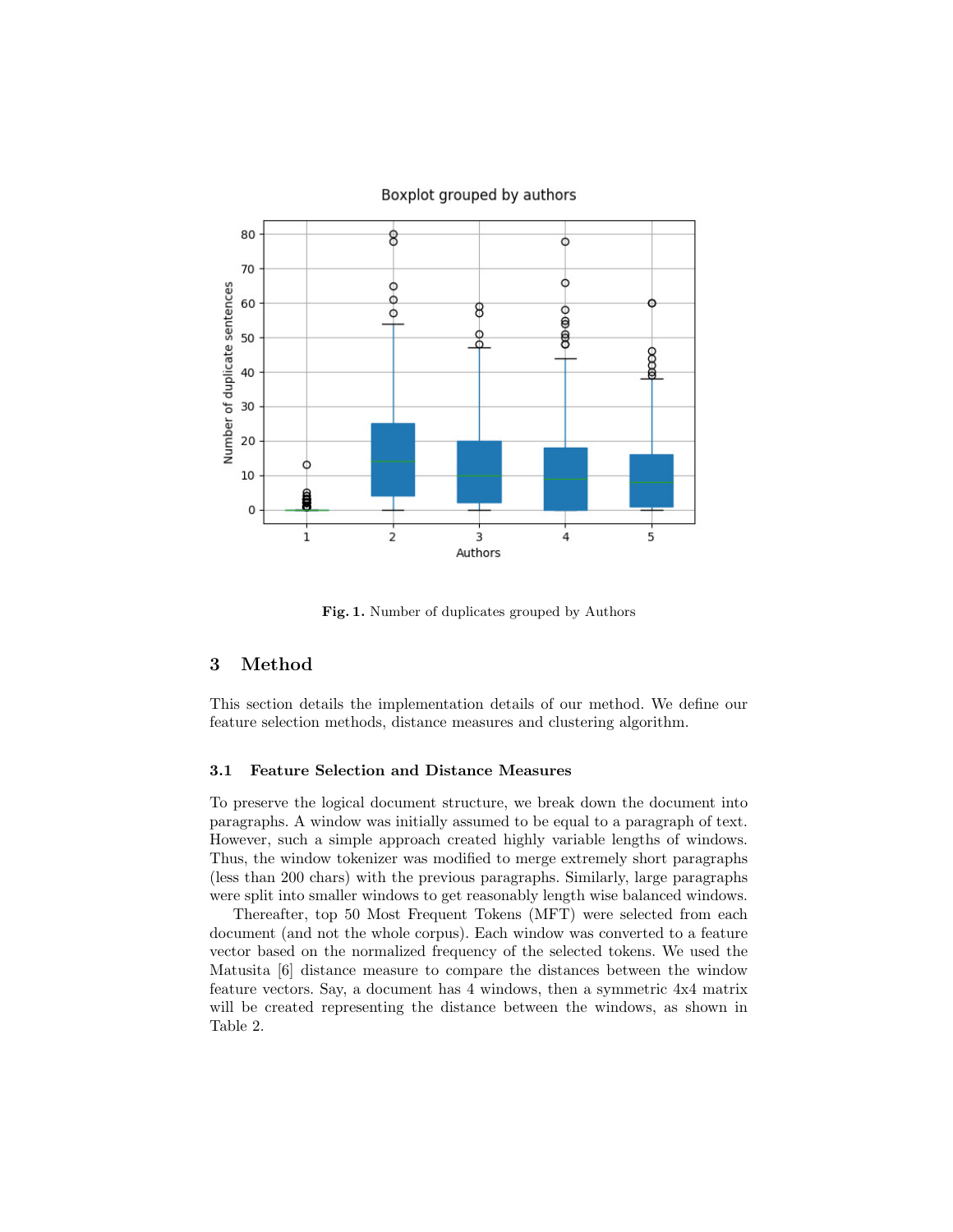Fig. 1. Number of duplicates grouped by Authors

## 3 Method

This section details the implementation details of our method. We define our feature selection methods, distance measures and clustering algorithm.

### 3.1 Feature Selection and Distance Measures

To preserve the logical document structure, we break down the document into paragraphs. A window was initially assumed to be equal to a paragraph of text. However, such a simple approach created highly variable lengths of windows. Thus, the window tokenizer was modified to merge extremely short paragraphs (less than 200 chars) with the previous paragraphs. Similarly, large paragraphs were split into smaller windows to get reasonably length wise balanced windows.

Thereafter, top 50 Most Frequent Tokens (MFT) were selected from each document (and not the whole corpus). Each window was converted to a feature vector based on the normalized frequency of the selected tokens. We used the Matusita [6] distance measure to compare the distances between the window feature vectors. Say, a document has 4 windows, then a symmetric 4x4 matrix will be created representing the distance between the windows, as shown in Table 2.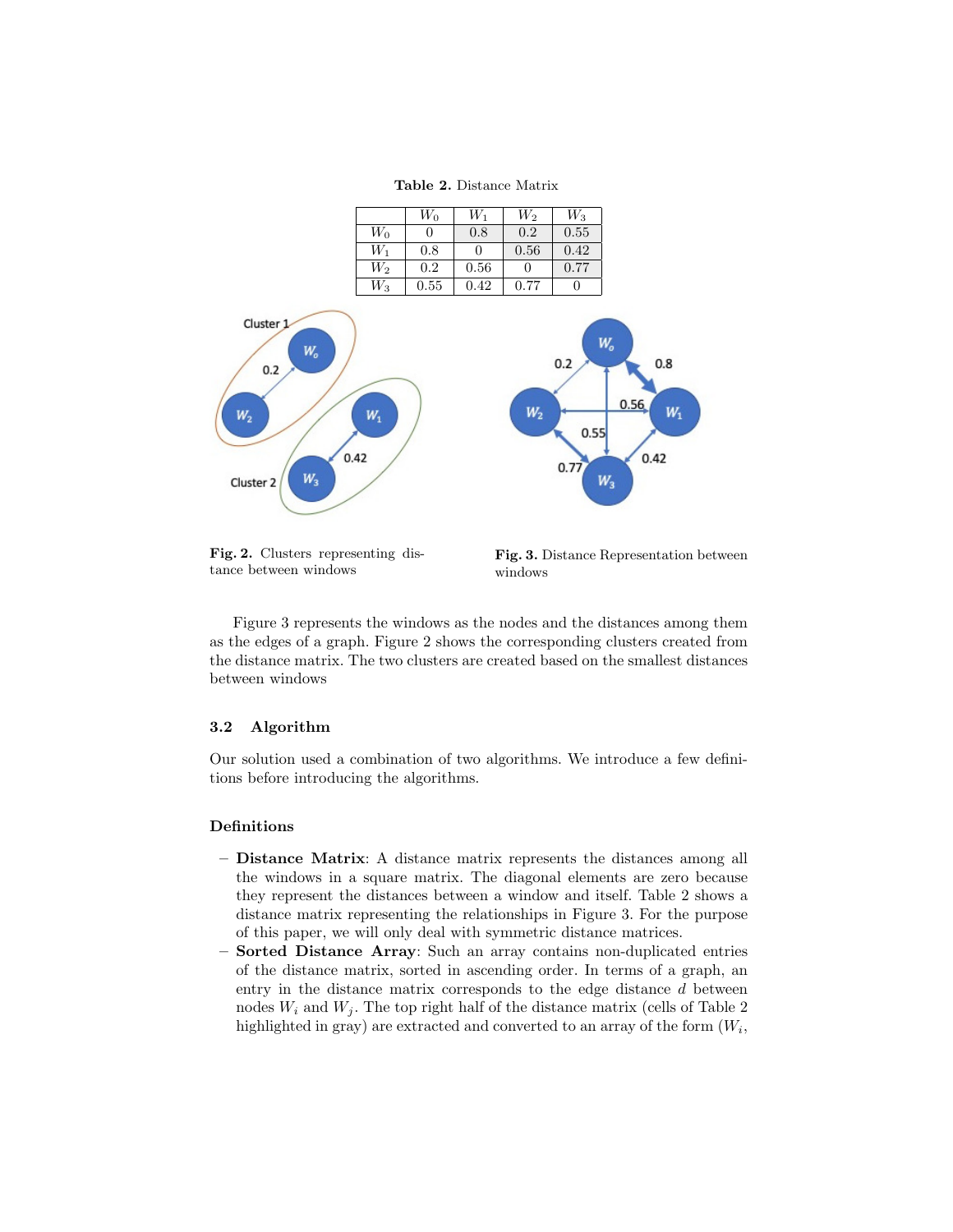**Table 2.** Distance Matrix

| | $W_0$ | $W_1$ | $W_2$ | $W_3$ |
|---|---|---|---|---|
| $W_0$ | 0 | 0.8 | 0.2 | 0.55 |
| $W_1$ | 0.8 | 0 | 0.56 | 0.42 |
| $W_2$ | 0.2 | 0.56 | 0 | 0.77 |
| $W_3$ | 0.55 | 0.42 | 0.77 | 0 |

**Fig. 2.** Clusters representing distance between windows

**Fig. 3.** Distance Representation between windows

Figure 3 represents the windows as the nodes and the distances among them as the edges of a graph. Figure 2 shows the corresponding clusters created from the distance matrix. The two clusters are created based on the smallest distances between windows

### 3.2 Algorithm

Our solution used a combination of two algorithms. We introduce a few definitions before introducing the algorithms.

#### Definitions

- **Distance Matrix**: A distance matrix represents the distances among all the windows in a square matrix. The diagonal elements are zero because they represent the distances between a window and itself. Table 2 shows a distance matrix representing the relationships in Figure 3. For the purpose of this paper, we will only deal with symmetric distance matrices.
- **Sorted Distance Array**: Such an array contains non-duplicated entries of the distance matrix, sorted in ascending order. In terms of a graph, an entry in the distance matrix corresponds to the edge distance $d$ between nodes $W_i$ and $W_j$. The top right half of the distance matrix (cells of Table 2 highlighted in gray) are extracted and converted to an array of the form ($W_i$,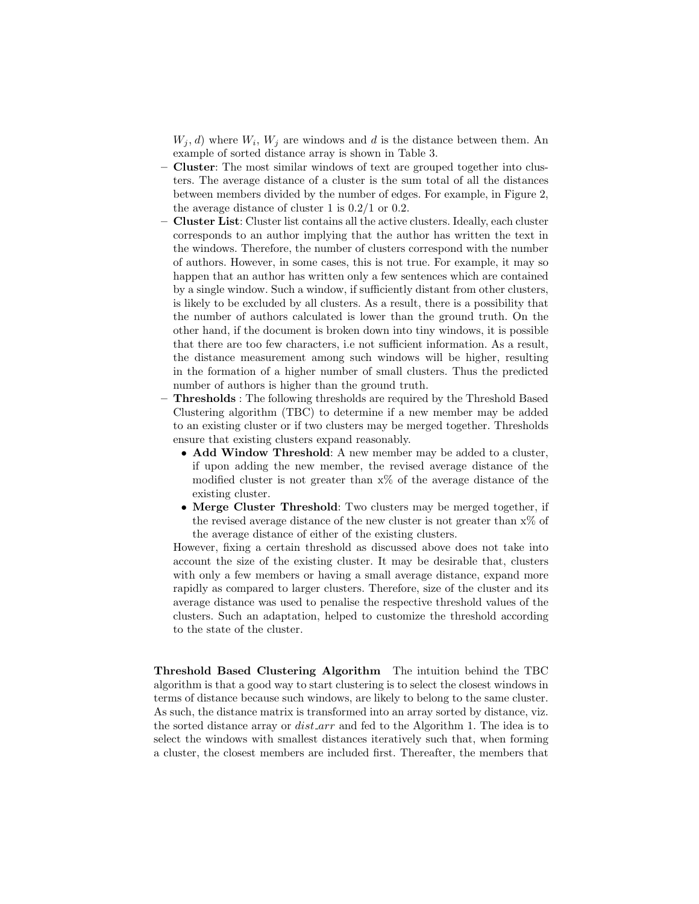$W_j, d$) where $W_i$, $W_j$ are windows and $d$ is the distance between them. An example of sorted distance array is shown in Table 3.

- **Cluster**: The most similar windows of text are grouped together into clusters. The average distance of a cluster is the sum total of all the distances between members divided by the number of edges. For example, in Figure 2, the average distance of cluster 1 is 0.2/1 or 0.2.
- **Cluster List**: Cluster list contains all the active clusters. Ideally, each cluster corresponds to an author implying that the author has written the text in the windows. Therefore, the number of clusters correspond with the number of authors. However, in some cases, this is not true. For example, it may so happen that an author has written only a few sentences which are contained by a single window. Such a window, if sufficiently distant from other clusters, is likely to be excluded by all clusters. As a result, there is a possibility that the number of authors calculated is lower than the ground truth. On the other hand, if the document is broken down into tiny windows, it is possible that there are too few characters, i.e not sufficient information. As a result, the distance measurement among such windows will be higher, resulting in the formation of a higher number of small clusters. Thus the predicted number of authors is higher than the ground truth.
- **Thresholds** : The following thresholds are required by the Threshold Based Clustering algorithm (TBC) to determine if a new member may be added to an existing cluster or if two clusters may be merged together. Thresholds ensure that existing clusters expand reasonably.
  - **Add Window Threshold**: A new member may be added to a cluster, if upon adding the new member, the revised average distance of the modified cluster is not greater than x% of the average distance of the existing cluster.
  - **Merge Cluster Threshold**: Two clusters may be merged together, if the revised average distance of the new cluster is not greater than x% of the average distance of either of the existing clusters.

  However, fixing a certain threshold as discussed above does not take into account the size of the existing cluster. It may be desirable that, clusters with only a few members or having a small average distance, expand more rapidly as compared to larger clusters. Therefore, size of the cluster and its average distance was used to penalise the respective threshold values of the clusters. Such an adaptation, helped to customize the threshold according to the state of the cluster.

**Threshold Based Clustering Algorithm** The intuition behind the TBC algorithm is that a good way to start clustering is to select the closest windows in terms of distance because such windows, are likely to belong to the same cluster. As such, the distance matrix is transformed into an array sorted by distance, viz. the sorted distance array or *dist_arr* and fed to the Algorithm 1. The idea is to select the windows with smallest distances iteratively such that, when forming a cluster, the closest members are included first. Thereafter, the members that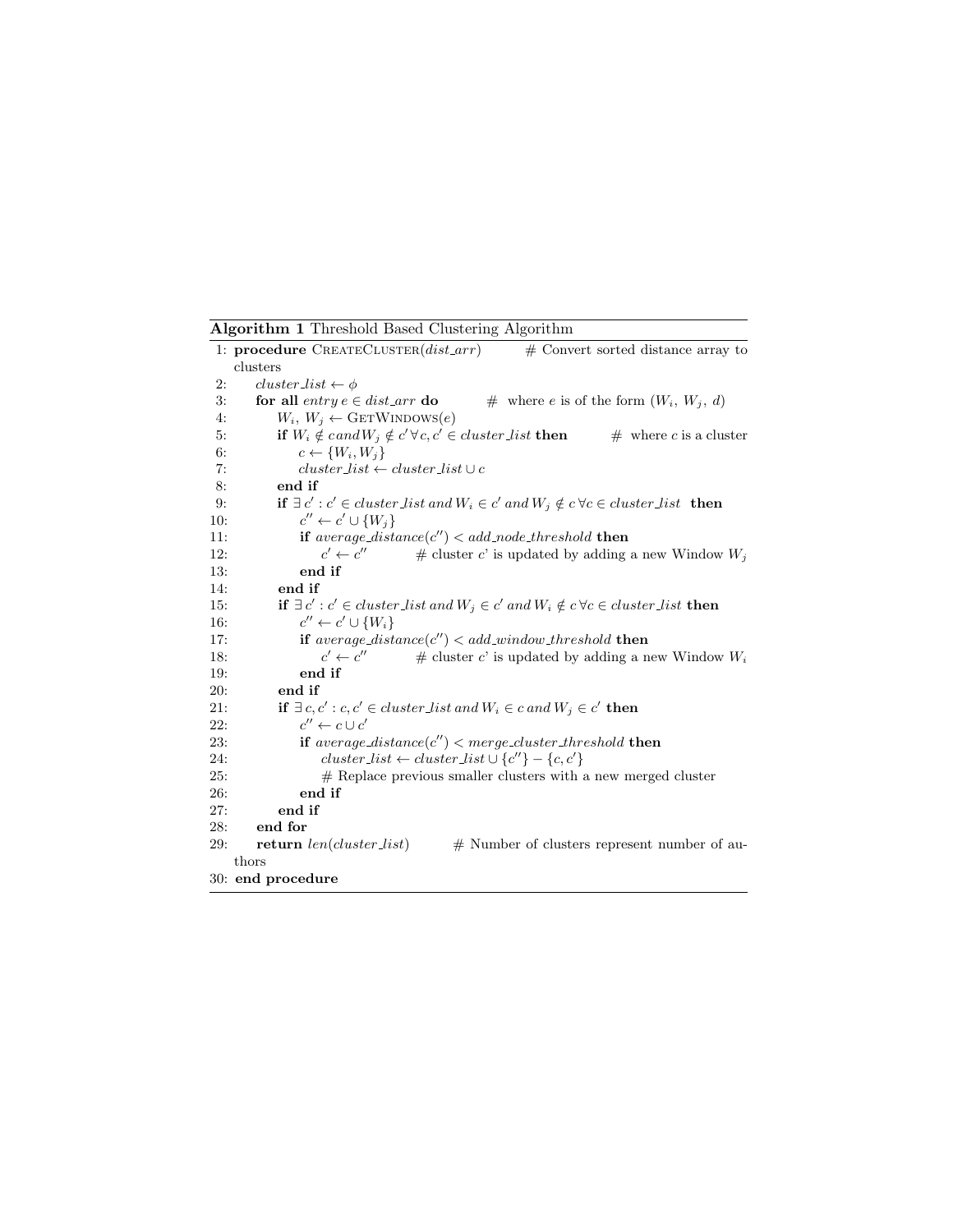**Algorithm 1** Threshold Based Clustering Algorithm

```
1: procedure CreateCluster(dist_arr)          # Convert sorted distance array to clusters
2:     cluster_list ← φ
3:     for all entry e ∈ dist_arr do          # where e is of the form (W_i, W_j, d)
4:         W_i, W_j ← GetWindows(e)
5:         if W_i ∉ c and W_j ∉ c' ∀ c, c' ∈ cluster_list then          # where c is a cluster
6:             c ← {W_i, W_j}
7:             cluster_list ← cluster_list ∪ c
8:         end if
9:         if ∃ c' : c' ∈ cluster_list and W_i ∈ c' and W_j ∉ c ∀ c ∈ cluster_list then
10:            c'' ← c' ∪ {W_j}
11:            if average_distance(c'') < add_node_threshold then
12:                c' ← c''          # cluster c' is updated by adding a new Window W_j
13:            end if
14:        end if
15:        if ∃ c' : c' ∈ cluster_list and W_j ∈ c' and W_i ∉ c ∀ c ∈ cluster_list then
16:            c'' ← c' ∪ {W_i}
17:            if average_distance(c'') < add_window_threshold then
18:                c' ← c''          # cluster c' is updated by adding a new Window W_i
19:            end if
20:        end if
21:        if ∃ c, c' : c, c' ∈ cluster_list and W_i ∈ c and W_j ∈ c' then
22:            c'' ← c ∪ c'
23:            if average_distance(c'') < merge_cluster_threshold then
24:                cluster_list ← cluster_list ∪ {c''} − {c, c'}
25:                # Replace previous smaller clusters with a new merged cluster
26:            end if
27:        end if
28:    end for
29:    return len(cluster_list)          # Number of clusters represent number of authors
30: end procedure
```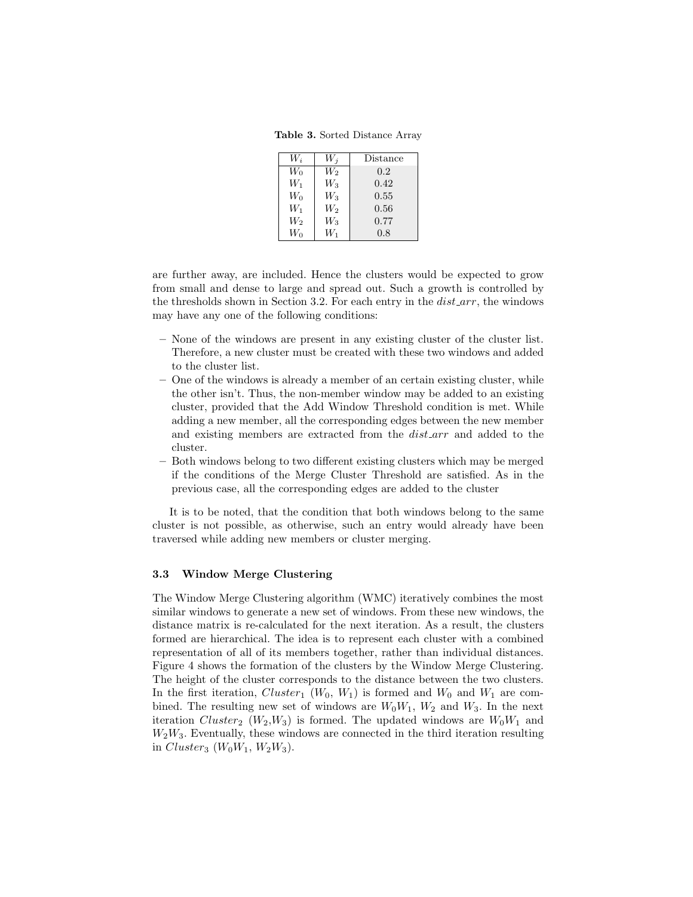**Table 3.** Sorted Distance Array

| $W_i$ | $W_j$ | Distance |
|---|---|---|
| $W_0$ | $W_2$ | 0.2 |
| $W_1$ | $W_3$ | 0.42 |
| $W_0$ | $W_3$ | 0.55 |
| $W_1$ | $W_2$ | 0.56 |
| $W_2$ | $W_3$ | 0.77 |
| $W_0$ | $W_1$ | 0.8 |

are further away, are included. Hence the clusters would be expected to grow from small and dense to large and spread out. Such a growth is controlled by the thresholds shown in Section 3.2. For each entry in the *dist_arr*, the windows may have any one of the following conditions:

- None of the windows are present in any existing cluster of the cluster list. Therefore, a new cluster must be created with these two windows and added to the cluster list.
- One of the windows is already a member of an certain existing cluster, while the other isn't. Thus, the non-member window may be added to an existing cluster, provided that the Add Window Threshold condition is met. While adding a new member, all the corresponding edges between the new member and existing members are extracted from the *dist_arr* and added to the cluster.
- Both windows belong to two different existing clusters which may be merged if the conditions of the Merge Cluster Threshold are satisfied. As in the previous case, all the corresponding edges are added to the cluster

It is to be noted, that the condition that both windows belong to the same cluster is not possible, as otherwise, such an entry would already have been traversed while adding new members or cluster merging.

### 3.3 Window Merge Clustering

The Window Merge Clustering algorithm (WMC) iteratively combines the most similar windows to generate a new set of windows. From these new windows, the distance matrix is re-calculated for the next iteration. As a result, the clusters formed are hierarchical. The idea is to represent each cluster with a combined representation of all of its members together, rather than individual distances. Figure 4 shows the formation of the clusters by the Window Merge Clustering. The height of the cluster corresponds to the distance between the two clusters. In the first iteration, $Cluster_1$ ($W_0$, $W_1$) is formed and $W_0$ and $W_1$ are combined. The resulting new set of windows are $W_0W_1$, $W_2$ and $W_3$. In the next iteration $Cluster_2$ ($W_2$,$W_3$) is formed. The updated windows are $W_0W_1$ and $W_2W_3$. Eventually, these windows are connected in the third iteration resulting in $Cluster_3$ ($W_0W_1$, $W_2W_3$).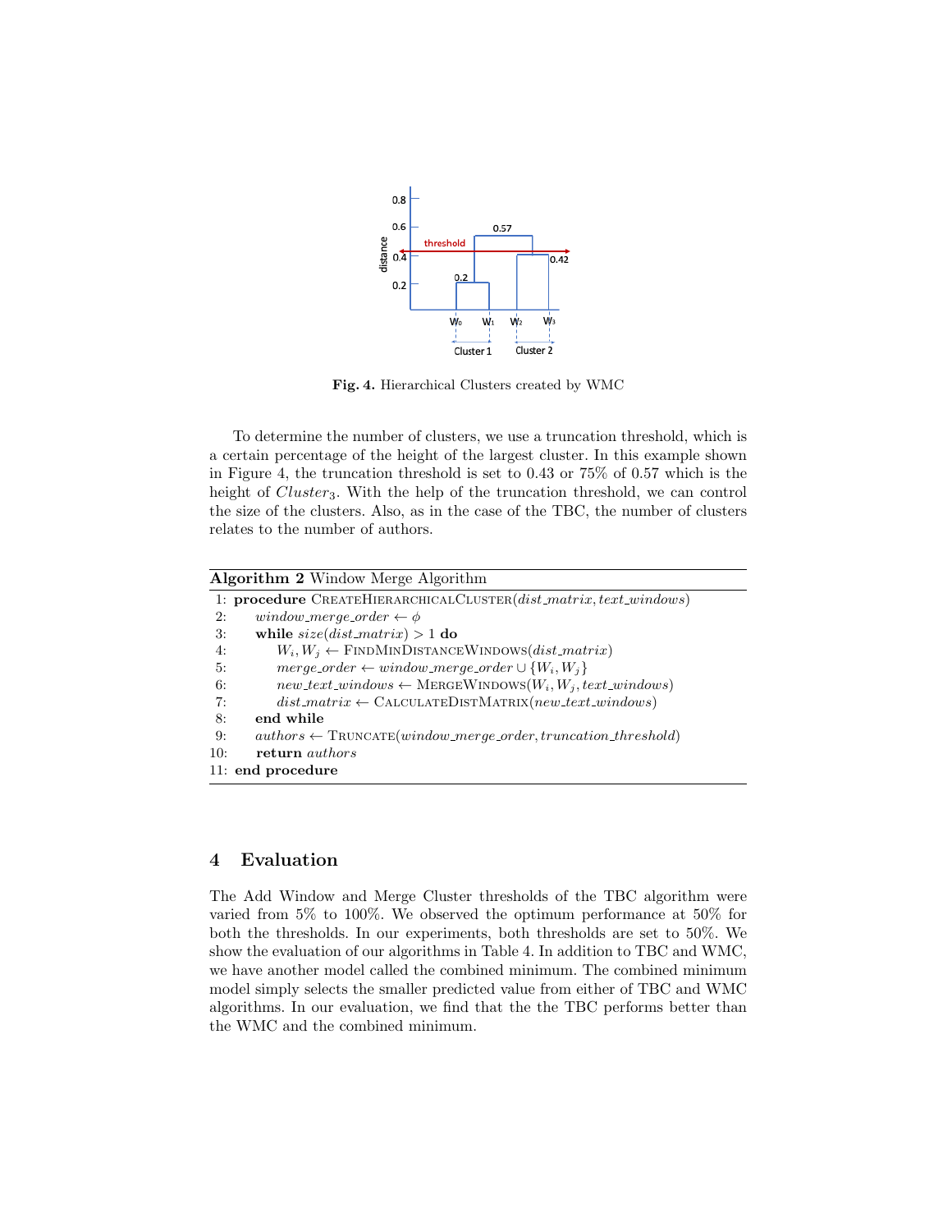**Fig. 4.** Hierarchical Clusters created by WMC

To determine the number of clusters, we use a truncation threshold, which is a certain percentage of the height of the largest cluster. In this example shown in Figure 4, the truncation threshold is set to 0.43 or 75% of 0.57 which is the height of $Cluster_3$. With the help of the truncation threshold, we can control the size of the clusters. Also, as in the case of the TBC, the number of clusters relates to the number of authors.

**Algorithm 2** Window Merge Algorithm

```
1: procedure CreateHierarchicalCluster(dist_matrix, text_windows)
2:     window_merge_order ← φ
3:     while size(dist_matrix) > 1 do
4:         W_i, W_j ← FindMinDistanceWindows(dist_matrix)
5:         merge_order ← window_merge_order ∪ {W_i, W_j}
6:         new_text_windows ← MergeWindows(W_i, W_j, text_windows)
7:         dist_matrix ← CalculateDistMatrix(new_text_windows)
8:     end while
9:     authors ← Truncate(window_merge_order, truncation_threshold)
10:    return authors
11: end procedure
```

## 4 Evaluation

The Add Window and Merge Cluster thresholds of the TBC algorithm were varied from 5% to 100%. We observed the optimum performance at 50% for both the thresholds. In our experiments, both thresholds are set to 50%. We show the evaluation of our algorithms in Table 4. In addition to TBC and WMC, we have another model called the combined minimum. The combined minimum model simply selects the smaller predicted value from either of TBC and WMC algorithms. In our evaluation, we find that the the TBC performs better than the WMC and the combined minimum.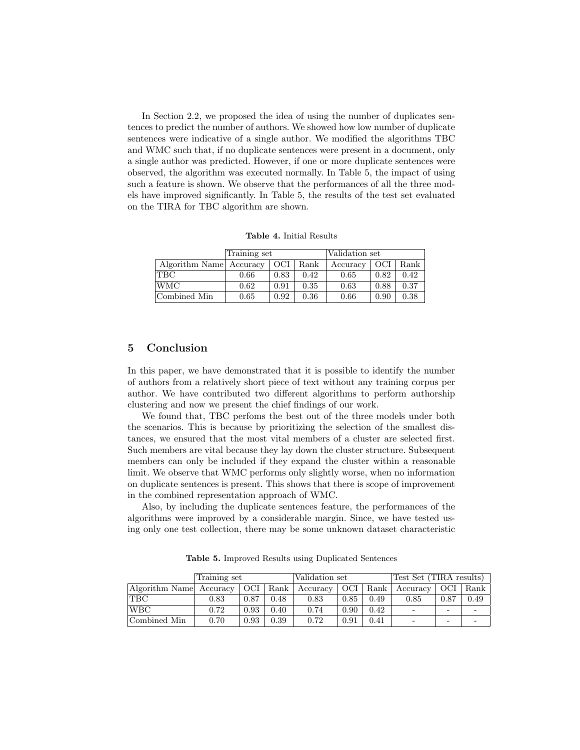In Section 2.2, we proposed the idea of using the number of duplicates sentences to predict the number of authors. We showed how low number of duplicate sentences were indicative of a single author. We modified the algorithms TBC and WMC such that, if no duplicate sentences were present in a document, only a single author was predicted. However, if one or more duplicate sentences were observed, the algorithm was executed normally. In Table 5, the impact of using such a feature is shown. We observe that the performances of all the three models have improved significantly. In Table 5, the results of the test set evaluated on the TIRA for TBC algorithm are shown.

**Table 4.** Initial Results

| | Training set | | | Validation set | | |
|---|---|---|---|---|---|---|
| Algorithm Name | Accuracy | OCI | Rank | Accuracy | OCI | Rank |
| TBC | 0.66 | 0.83 | 0.42 | 0.65 | 0.82 | 0.42 |
| WMC | 0.62 | 0.91 | 0.35 | 0.63 | 0.88 | 0.37 |
| Combined Min | 0.65 | 0.92 | 0.36 | 0.66 | 0.90 | 0.38 |

## 5 Conclusion

In this paper, we have demonstrated that it is possible to identify the number of authors from a relatively short piece of text without any training corpus per author. We have contributed two different algorithms to perform authorship clustering and now we present the chief findings of our work.

We found that, TBC perfoms the best out of the three models under both the scenarios. This is because by prioritizing the selection of the smallest distances, we ensured that the most vital members of a cluster are selected first. Such members are vital because they lay down the cluster structure. Subsequent members can only be included if they expand the cluster within a reasonable limit. We observe that WMC performs only slightly worse, when no information on duplicate sentences is present. This shows that there is scope of improvement in the combined representation approach of WMC.

Also, by including the duplicate sentences feature, the performances of the algorithms were improved by a considerable margin. Since, we have tested using only one test collection, there may be some unknown dataset characteristic

**Table 5.** Improved Results using Duplicated Sentences

| | Training set | | | Validation set | | | Test Set (TIRA results) | | |
|---|---|---|---|---|---|---|---|---|---|
| Algorithm Name | Accuracy | OCI | Rank | Accuracy | OCI | Rank | Accuracy | OCI | Rank |
| TBC | 0.83 | 0.87 | 0.48 | 0.83 | 0.85 | 0.49 | 0.85 | 0.87 | 0.49 |
| WBC | 0.72 | 0.93 | 0.40 | 0.74 | 0.90 | 0.42 | - | - | - |
| Combined Min | 0.70 | 0.93 | 0.39 | 0.72 | 0.91 | 0.41 | - | - | - |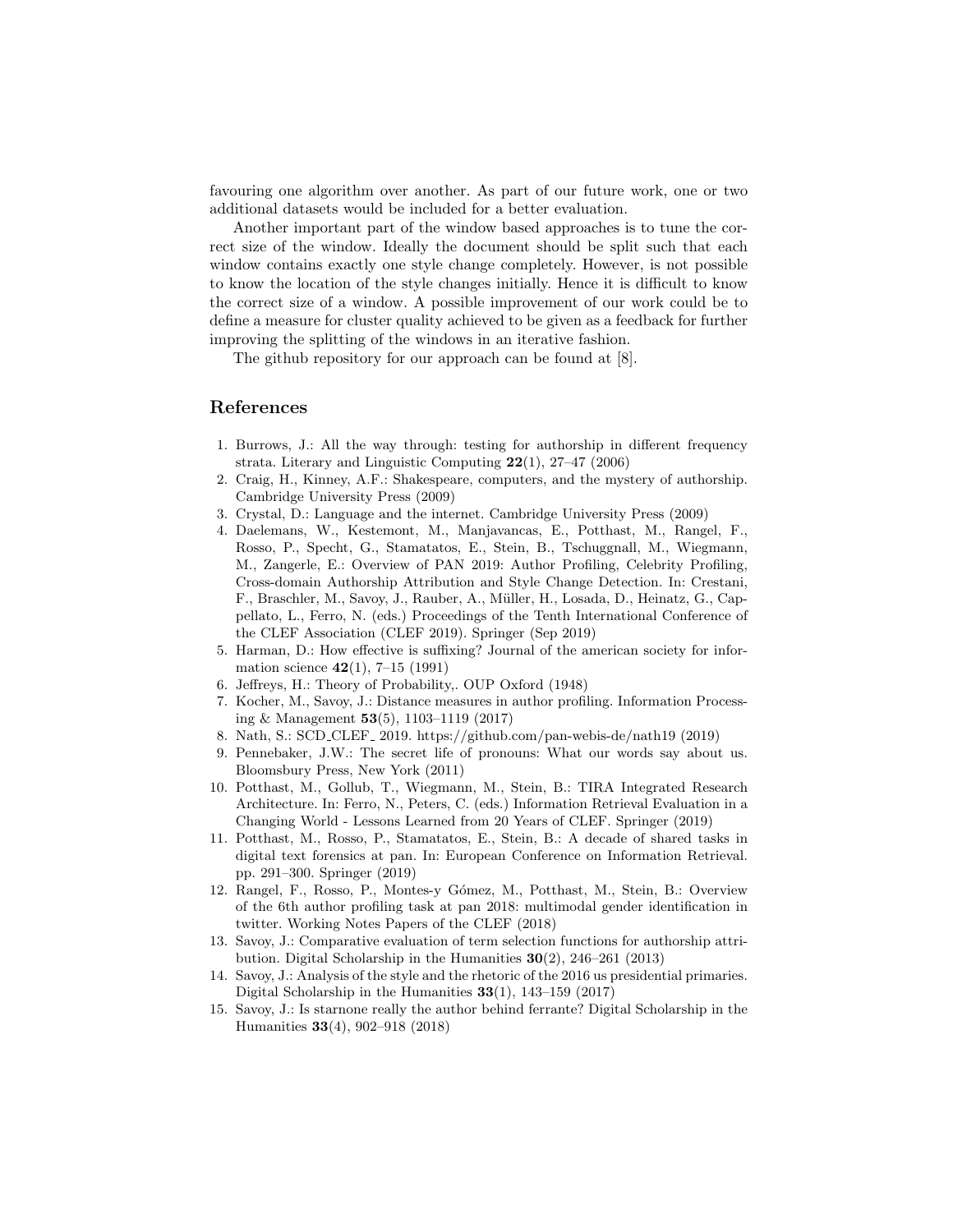favouring one algorithm over another. As part of our future work, one or two additional datasets would be included for a better evaluation.

Another important part of the window based approaches is to tune the correct size of the window. Ideally the document should be split such that each window contains exactly one style change completely. However, is not possible to know the location of the style changes initially. Hence it is difficult to know the correct size of a window. A possible improvement of our work could be to define a measure for cluster quality achieved to be given as a feedback for further improving the splitting of the windows in an iterative fashion.

The github repository for our approach can be found at [8].

## References

1. Burrows, J.: All the way through: testing for authorship in different frequency strata. Literary and Linguistic Computing **22**(1), 27–47 (2006)
2. Craig, H., Kinney, A.F.: Shakespeare, computers, and the mystery of authorship. Cambridge University Press (2009)
3. Crystal, D.: Language and the internet. Cambridge University Press (2009)
4. Daelemans, W., Kestemont, M., Manjavancas, E., Potthast, M., Rangel, F., Rosso, P., Specht, G., Stamatatos, E., Stein, B., Tschuggnall, M., Wiegmann, M., Zangerle, E.: Overview of PAN 2019: Author Profiling, Celebrity Profiling, Cross-domain Authorship Attribution and Style Change Detection. In: Crestani, F., Braschler, M., Savoy, J., Rauber, A., Müller, H., Losada, D., Heinatz, G., Cappellato, L., Ferro, N. (eds.) Proceedings of the Tenth International Conference of the CLEF Association (CLEF 2019). Springer (Sep 2019)
5. Harman, D.: How effective is suffixing? Journal of the american society for information science **42**(1), 7–15 (1991)
6. Jeffreys, H.: Theory of Probability,. OUP Oxford (1948)
7. Kocher, M., Savoy, J.: Distance measures in author profiling. Information Processing & Management **53**(5), 1103–1119 (2017)
8. Nath, S.: SCD_CLEF_ 2019. https://github.com/pan-webis-de/nath19 (2019)
9. Pennebaker, J.W.: The secret life of pronouns: What our words say about us. Bloomsbury Press, New York (2011)
10. Potthast, M., Gollub, T., Wiegmann, M., Stein, B.: TIRA Integrated Research Architecture. In: Ferro, N., Peters, C. (eds.) Information Retrieval Evaluation in a Changing World - Lessons Learned from 20 Years of CLEF. Springer (2019)
11. Potthast, M., Rosso, P., Stamatatos, E., Stein, B.: A decade of shared tasks in digital text forensics at pan. In: European Conference on Information Retrieval. pp. 291–300. Springer (2019)
12. Rangel, F., Rosso, P., Montes-y Gómez, M., Potthast, M., Stein, B.: Overview of the 6th author profiling task at pan 2018: multimodal gender identification in twitter. Working Notes Papers of the CLEF (2018)
13. Savoy, J.: Comparative evaluation of term selection functions for authorship attribution. Digital Scholarship in the Humanities **30**(2), 246–261 (2013)
14. Savoy, J.: Analysis of the style and the rhetoric of the 2016 us presidential primaries. Digital Scholarship in the Humanities **33**(1), 143–159 (2017)
15. Savoy, J.: Is starnone really the author behind ferrante? Digital Scholarship in the Humanities **33**(4), 902–918 (2018)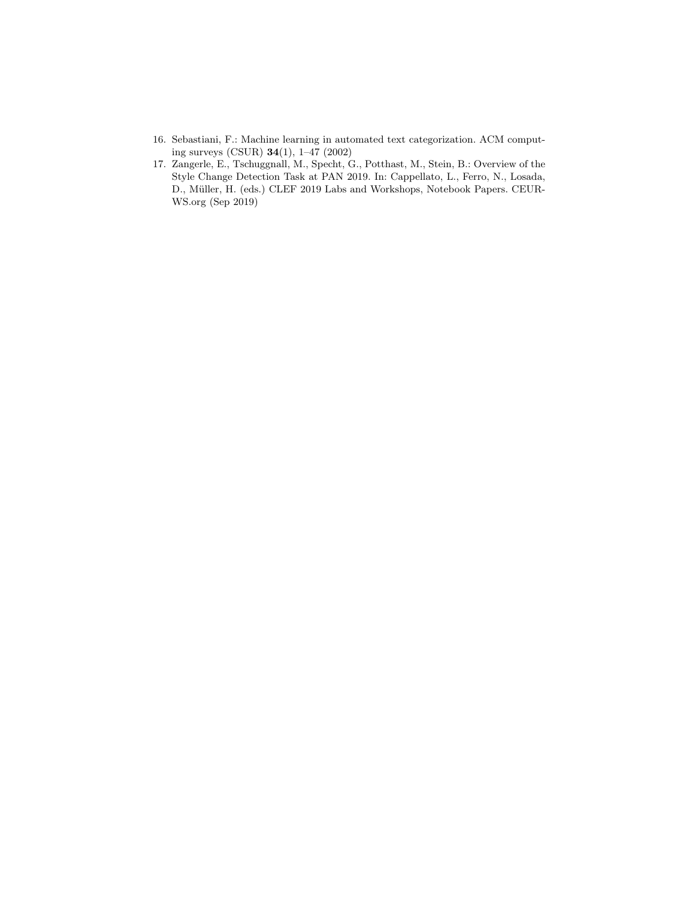16. Sebastiani, F.: Machine learning in automated text categorization. ACM computing surveys (CSUR) **34**(1), 1–47 (2002)
17. Zangerle, E., Tschuggnall, M., Specht, G., Potthast, M., Stein, B.: Overview of the Style Change Detection Task at PAN 2019. In: Cappellato, L., Ferro, N., Losada, D., Müller, H. (eds.) CLEF 2019 Labs and Workshops, Notebook Papers. CEUR-WS.org (Sep 2019)